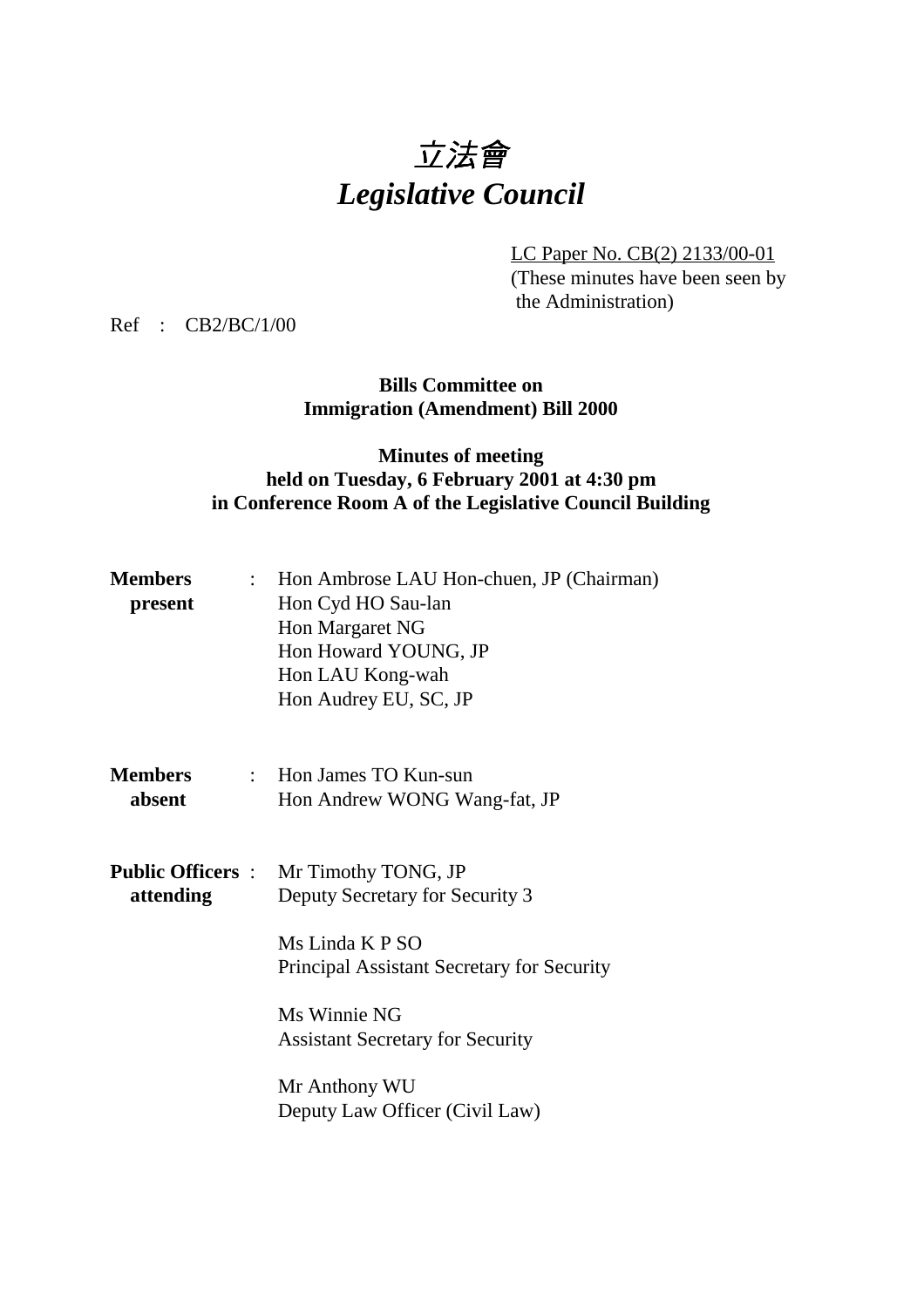# *立法會*
# *Legislative Council*

LC Paper No. CB(2) 2133/00-01
(These minutes have been seen by the Administration)

Ref : CB2/BC/1/00

**Bills Committee on**
**Immigration (Amendment) Bill 2000**

**Minutes of meeting**
**held on Tuesday, 6 February 2001 at 4:30 pm**
**in Conference Room A of the Legislative Council Building**

**Members present** : Hon Ambrose LAU Hon-chuen, JP (Chairman)
Hon Cyd HO Sau-lan
Hon Margaret NG
Hon Howard YOUNG, JP
Hon LAU Kong-wah
Hon Audrey EU, SC, JP

**Members absent** : Hon James TO Kun-sun
Hon Andrew WONG Wang-fat, JP

**Public Officers attending** : Mr Timothy TONG, JP
Deputy Secretary for Security 3

Ms Linda K P SO
Principal Assistant Secretary for Security

Ms Winnie NG
Assistant Secretary for Security

Mr Anthony WU
Deputy Law Officer (Civil Law)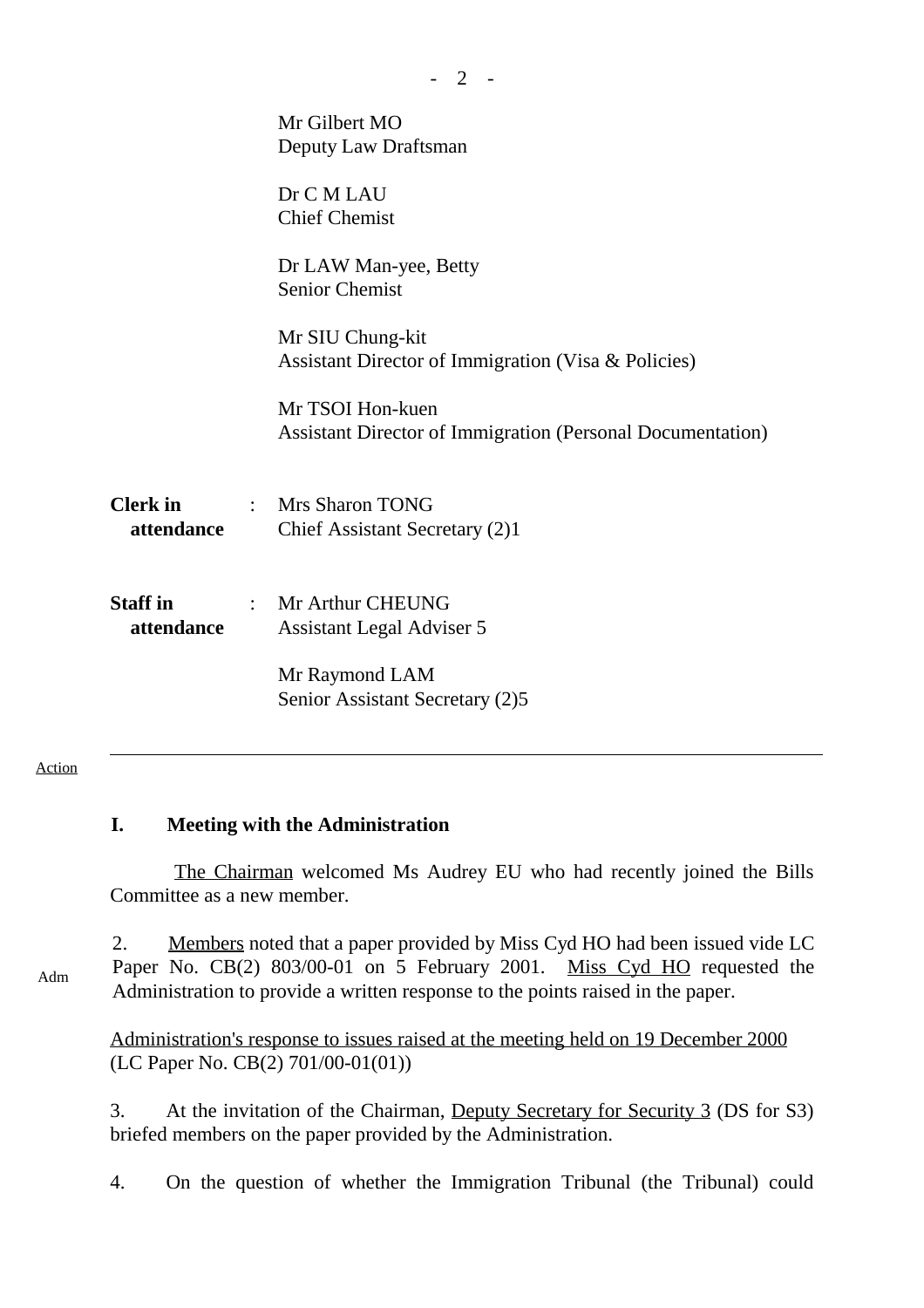Mr Gilbert MO
Deputy Law Draftsman

Dr C M LAU
Chief Chemist

Dr LAW Man-yee, Betty
Senior Chemist

Mr SIU Chung-kit
Assistant Director of Immigration (Visa & Policies)

Mr TSOI Hon-kuen
Assistant Director of Immigration (Personal Documentation)

**Clerk in attendance** : Mrs Sharon TONG
Chief Assistant Secretary (2)1

**Staff in attendance** : Mr Arthur CHEUNG
Assistant Legal Adviser 5

Mr Raymond LAM
Senior Assistant Secretary (2)5

---

Action

## I. Meeting with the Administration

The Chairman welcomed Ms Audrey EU who had recently joined the Bills Committee as a new member.

Adm

2. Members noted that a paper provided by Miss Cyd HO had been issued vide LC Paper No. CB(2) 803/00-01 on 5 February 2001. Miss Cyd HO requested the Administration to provide a written response to the points raised in the paper.

Administration's response to issues raised at the meeting held on 19 December 2000 (LC Paper No. CB(2) 701/00-01(01))

3. At the invitation of the Chairman, Deputy Secretary for Security 3 (DS for S3) briefed members on the paper provided by the Administration.

4. On the question of whether the Immigration Tribunal (the Tribunal) could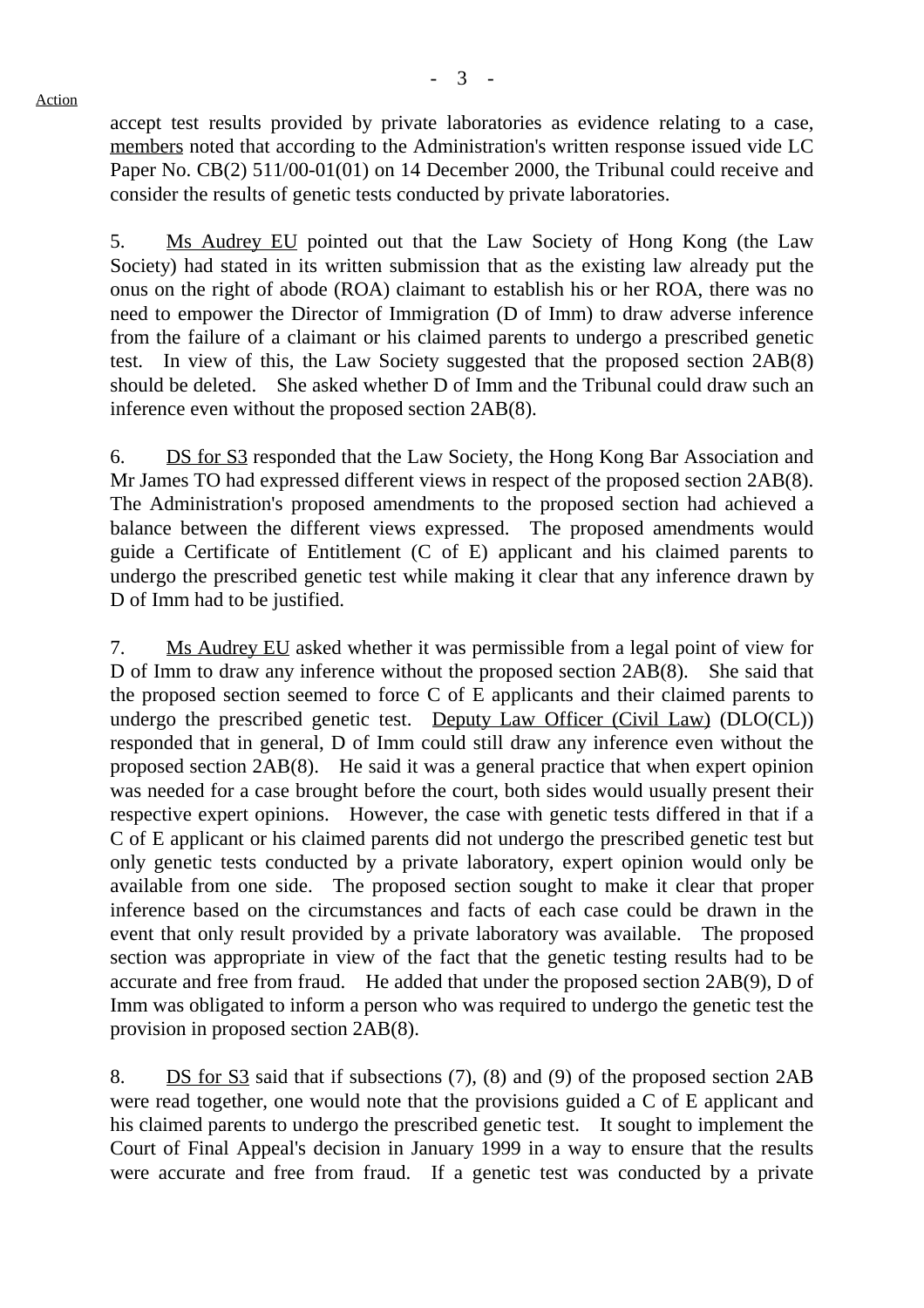Action

accept test results provided by private laboratories as evidence relating to a case, members noted that according to the Administration's written response issued vide LC Paper No. CB(2) 511/00-01(01) on 14 December 2000, the Tribunal could receive and consider the results of genetic tests conducted by private laboratories.

5. Ms Audrey EU pointed out that the Law Society of Hong Kong (the Law Society) had stated in its written submission that as the existing law already put the onus on the right of abode (ROA) claimant to establish his or her ROA, there was no need to empower the Director of Immigration (D of Imm) to draw adverse inference from the failure of a claimant or his claimed parents to undergo a prescribed genetic test. In view of this, the Law Society suggested that the proposed section 2AB(8) should be deleted. She asked whether D of Imm and the Tribunal could draw such an inference even without the proposed section 2AB(8).

6. DS for S3 responded that the Law Society, the Hong Kong Bar Association and Mr James TO had expressed different views in respect of the proposed section 2AB(8). The Administration's proposed amendments to the proposed section had achieved a balance between the different views expressed. The proposed amendments would guide a Certificate of Entitlement (C of E) applicant and his claimed parents to undergo the prescribed genetic test while making it clear that any inference drawn by D of Imm had to be justified.

7. Ms Audrey EU asked whether it was permissible from a legal point of view for D of Imm to draw any inference without the proposed section 2AB(8). She said that the proposed section seemed to force C of E applicants and their claimed parents to undergo the prescribed genetic test. Deputy Law Officer (Civil Law) (DLO(CL)) responded that in general, D of Imm could still draw any inference even without the proposed section 2AB(8). He said it was a general practice that when expert opinion was needed for a case brought before the court, both sides would usually present their respective expert opinions. However, the case with genetic tests differed in that if a C of E applicant or his claimed parents did not undergo the prescribed genetic test but only genetic tests conducted by a private laboratory, expert opinion would only be available from one side. The proposed section sought to make it clear that proper inference based on the circumstances and facts of each case could be drawn in the event that only result provided by a private laboratory was available. The proposed section was appropriate in view of the fact that the genetic testing results had to be accurate and free from fraud. He added that under the proposed section 2AB(9), D of Imm was obligated to inform a person who was required to undergo the genetic test the provision in proposed section 2AB(8).

8. DS for S3 said that if subsections (7), (8) and (9) of the proposed section 2AB were read together, one would note that the provisions guided a C of E applicant and his claimed parents to undergo the prescribed genetic test. It sought to implement the Court of Final Appeal's decision in January 1999 in a way to ensure that the results were accurate and free from fraud. If a genetic test was conducted by a private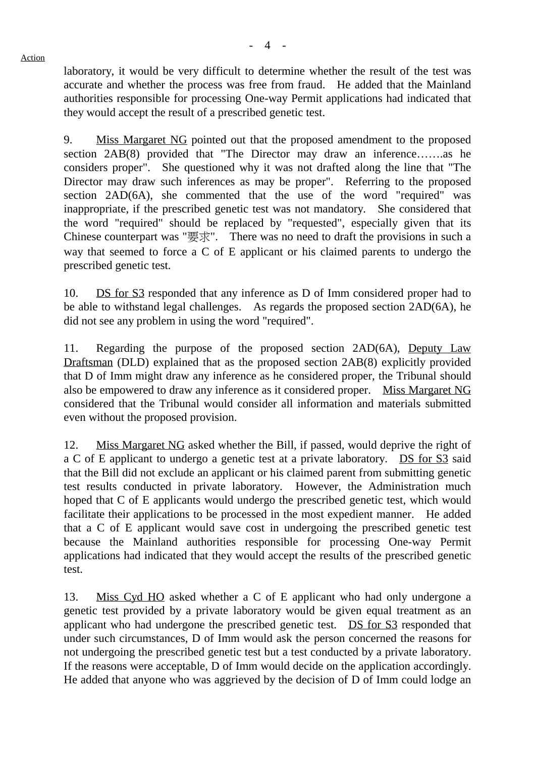Action

laboratory, it would be very difficult to determine whether the result of the test was accurate and whether the process was free from fraud. He added that the Mainland authorities responsible for processing One-way Permit applications had indicated that they would accept the result of a prescribed genetic test.

9. Miss Margaret NG pointed out that the proposed amendment to the proposed section 2AB(8) provided that "The Director may draw an inference…….as he considers proper". She questioned why it was not drafted along the line that "The Director may draw such inferences as may be proper". Referring to the proposed section 2AD(6A), she commented that the use of the word "required" was inappropriate, if the prescribed genetic test was not mandatory. She considered that the word "required" should be replaced by "requested", especially given that its Chinese counterpart was "要求". There was no need to draft the provisions in such a way that seemed to force a C of E applicant or his claimed parents to undergo the prescribed genetic test.

10. DS for S3 responded that any inference as D of Imm considered proper had to be able to withstand legal challenges. As regards the proposed section 2AD(6A), he did not see any problem in using the word "required".

11. Regarding the purpose of the proposed section 2AD(6A), Deputy Law Draftsman (DLD) explained that as the proposed section 2AB(8) explicitly provided that D of Imm might draw any inference as he considered proper, the Tribunal should also be empowered to draw any inference as it considered proper. Miss Margaret NG considered that the Tribunal would consider all information and materials submitted even without the proposed provision.

12. Miss Margaret NG asked whether the Bill, if passed, would deprive the right of a C of E applicant to undergo a genetic test at a private laboratory. DS for S3 said that the Bill did not exclude an applicant or his claimed parent from submitting genetic test results conducted in private laboratory. However, the Administration much hoped that C of E applicants would undergo the prescribed genetic test, which would facilitate their applications to be processed in the most expedient manner. He added that a C of E applicant would save cost in undergoing the prescribed genetic test because the Mainland authorities responsible for processing One-way Permit applications had indicated that they would accept the results of the prescribed genetic test.

13. Miss Cyd HO asked whether a C of E applicant who had only undergone a genetic test provided by a private laboratory would be given equal treatment as an applicant who had undergone the prescribed genetic test. DS for S3 responded that under such circumstances, D of Imm would ask the person concerned the reasons for not undergoing the prescribed genetic test but a test conducted by a private laboratory. If the reasons were acceptable, D of Imm would decide on the application accordingly. He added that anyone who was aggrieved by the decision of D of Imm could lodge an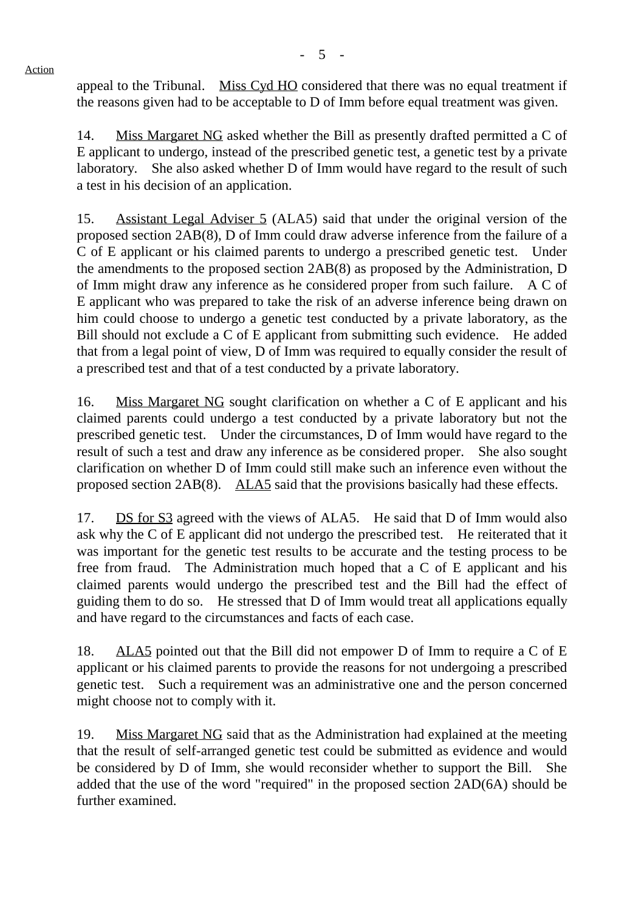Action

appeal to the Tribunal. Miss Cyd HO considered that there was no equal treatment if the reasons given had to be acceptable to D of Imm before equal treatment was given.

14. Miss Margaret NG asked whether the Bill as presently drafted permitted a C of E applicant to undergo, instead of the prescribed genetic test, a genetic test by a private laboratory. She also asked whether D of Imm would have regard to the result of such a test in his decision of an application.

15. Assistant Legal Adviser 5 (ALA5) said that under the original version of the proposed section 2AB(8), D of Imm could draw adverse inference from the failure of a C of E applicant or his claimed parents to undergo a prescribed genetic test. Under the amendments to the proposed section 2AB(8) as proposed by the Administration, D of Imm might draw any inference as he considered proper from such failure. A C of E applicant who was prepared to take the risk of an adverse inference being drawn on him could choose to undergo a genetic test conducted by a private laboratory, as the Bill should not exclude a C of E applicant from submitting such evidence. He added that from a legal point of view, D of Imm was required to equally consider the result of a prescribed test and that of a test conducted by a private laboratory.

16. Miss Margaret NG sought clarification on whether a C of E applicant and his claimed parents could undergo a test conducted by a private laboratory but not the prescribed genetic test. Under the circumstances, D of Imm would have regard to the result of such a test and draw any inference as be considered proper. She also sought clarification on whether D of Imm could still make such an inference even without the proposed section 2AB(8). ALA5 said that the provisions basically had these effects.

17. DS for S3 agreed with the views of ALA5. He said that D of Imm would also ask why the C of E applicant did not undergo the prescribed test. He reiterated that it was important for the genetic test results to be accurate and the testing process to be free from fraud. The Administration much hoped that a C of E applicant and his claimed parents would undergo the prescribed test and the Bill had the effect of guiding them to do so. He stressed that D of Imm would treat all applications equally and have regard to the circumstances and facts of each case.

18. ALA5 pointed out that the Bill did not empower D of Imm to require a C of E applicant or his claimed parents to provide the reasons for not undergoing a prescribed genetic test. Such a requirement was an administrative one and the person concerned might choose not to comply with it.

19. Miss Margaret NG said that as the Administration had explained at the meeting that the result of self-arranged genetic test could be submitted as evidence and would be considered by D of Imm, she would reconsider whether to support the Bill. She added that the use of the word "required" in the proposed section 2AD(6A) should be further examined.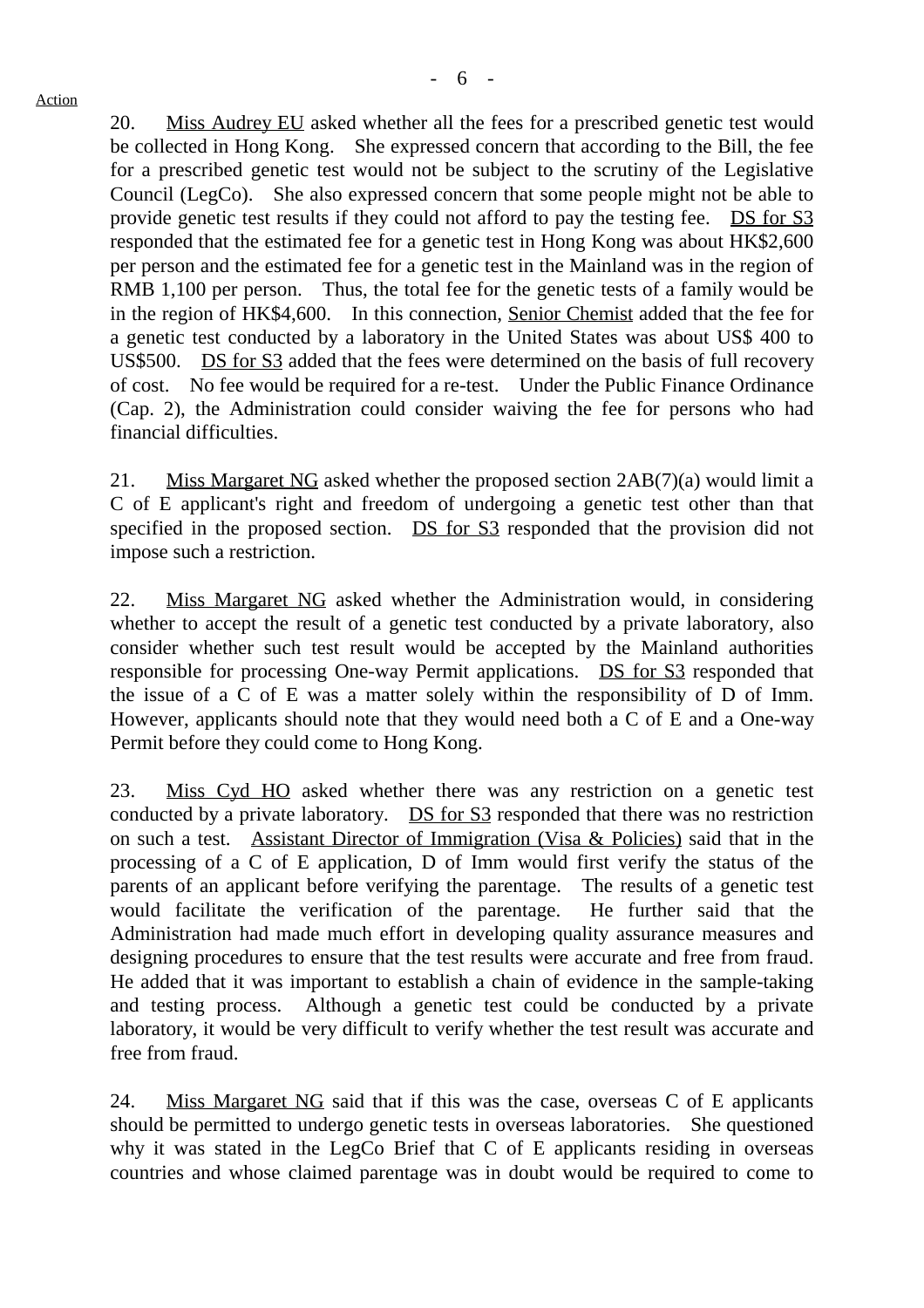Action

20. Miss Audrey EU asked whether all the fees for a prescribed genetic test would be collected in Hong Kong. She expressed concern that according to the Bill, the fee for a prescribed genetic test would not be subject to the scrutiny of the Legislative Council (LegCo). She also expressed concern that some people might not be able to provide genetic test results if they could not afford to pay the testing fee. DS for S3 responded that the estimated fee for a genetic test in Hong Kong was about HK$2,600 per person and the estimated fee for a genetic test in the Mainland was in the region of RMB 1,100 per person. Thus, the total fee for the genetic tests of a family would be in the region of HK$4,600. In this connection, Senior Chemist added that the fee for a genetic test conducted by a laboratory in the United States was about US$ 400 to US$500. DS for S3 added that the fees were determined on the basis of full recovery of cost. No fee would be required for a re-test. Under the Public Finance Ordinance (Cap. 2), the Administration could consider waiving the fee for persons who had financial difficulties.

21. Miss Margaret NG asked whether the proposed section 2AB(7)(a) would limit a C of E applicant's right and freedom of undergoing a genetic test other than that specified in the proposed section. DS for S3 responded that the provision did not impose such a restriction.

22. Miss Margaret NG asked whether the Administration would, in considering whether to accept the result of a genetic test conducted by a private laboratory, also consider whether such test result would be accepted by the Mainland authorities responsible for processing One-way Permit applications. DS for S3 responded that the issue of a C of E was a matter solely within the responsibility of D of Imm. However, applicants should note that they would need both a C of E and a One-way Permit before they could come to Hong Kong.

23. Miss Cyd HO asked whether there was any restriction on a genetic test conducted by a private laboratory. DS for S3 responded that there was no restriction on such a test. Assistant Director of Immigration (Visa & Policies) said that in the processing of a C of E application, D of Imm would first verify the status of the parents of an applicant before verifying the parentage. The results of a genetic test would facilitate the verification of the parentage. He further said that the Administration had made much effort in developing quality assurance measures and designing procedures to ensure that the test results were accurate and free from fraud. He added that it was important to establish a chain of evidence in the sample-taking and testing process. Although a genetic test could be conducted by a private laboratory, it would be very difficult to verify whether the test result was accurate and free from fraud.

24. Miss Margaret NG said that if this was the case, overseas C of E applicants should be permitted to undergo genetic tests in overseas laboratories. She questioned why it was stated in the LegCo Brief that C of E applicants residing in overseas countries and whose claimed parentage was in doubt would be required to come to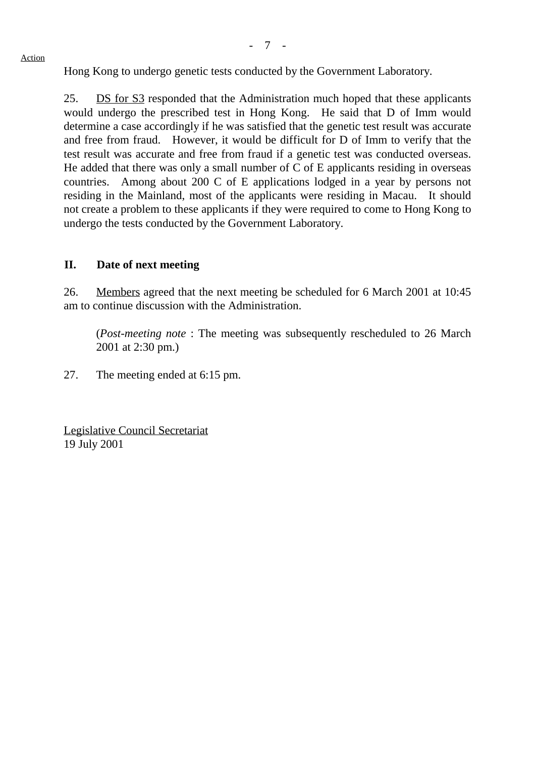Action

Hong Kong to undergo genetic tests conducted by the Government Laboratory.

25. DS for S3 responded that the Administration much hoped that these applicants would undergo the prescribed test in Hong Kong. He said that D of Imm would determine a case accordingly if he was satisfied that the genetic test result was accurate and free from fraud. However, it would be difficult for D of Imm to verify that the test result was accurate and free from fraud if a genetic test was conducted overseas. He added that there was only a small number of C of E applicants residing in overseas countries. Among about 200 C of E applications lodged in a year by persons not residing in the Mainland, most of the applicants were residing in Macau. It should not create a problem to these applicants if they were required to come to Hong Kong to undergo the tests conducted by the Government Laboratory.

## II. Date of next meeting

26. Members agreed that the next meeting be scheduled for 6 March 2001 at 10:45 am to continue discussion with the Administration.

(*Post-meeting note* : The meeting was subsequently rescheduled to 26 March 2001 at 2:30 pm.)

27. The meeting ended at 6:15 pm.

Legislative Council Secretariat
19 July 2001